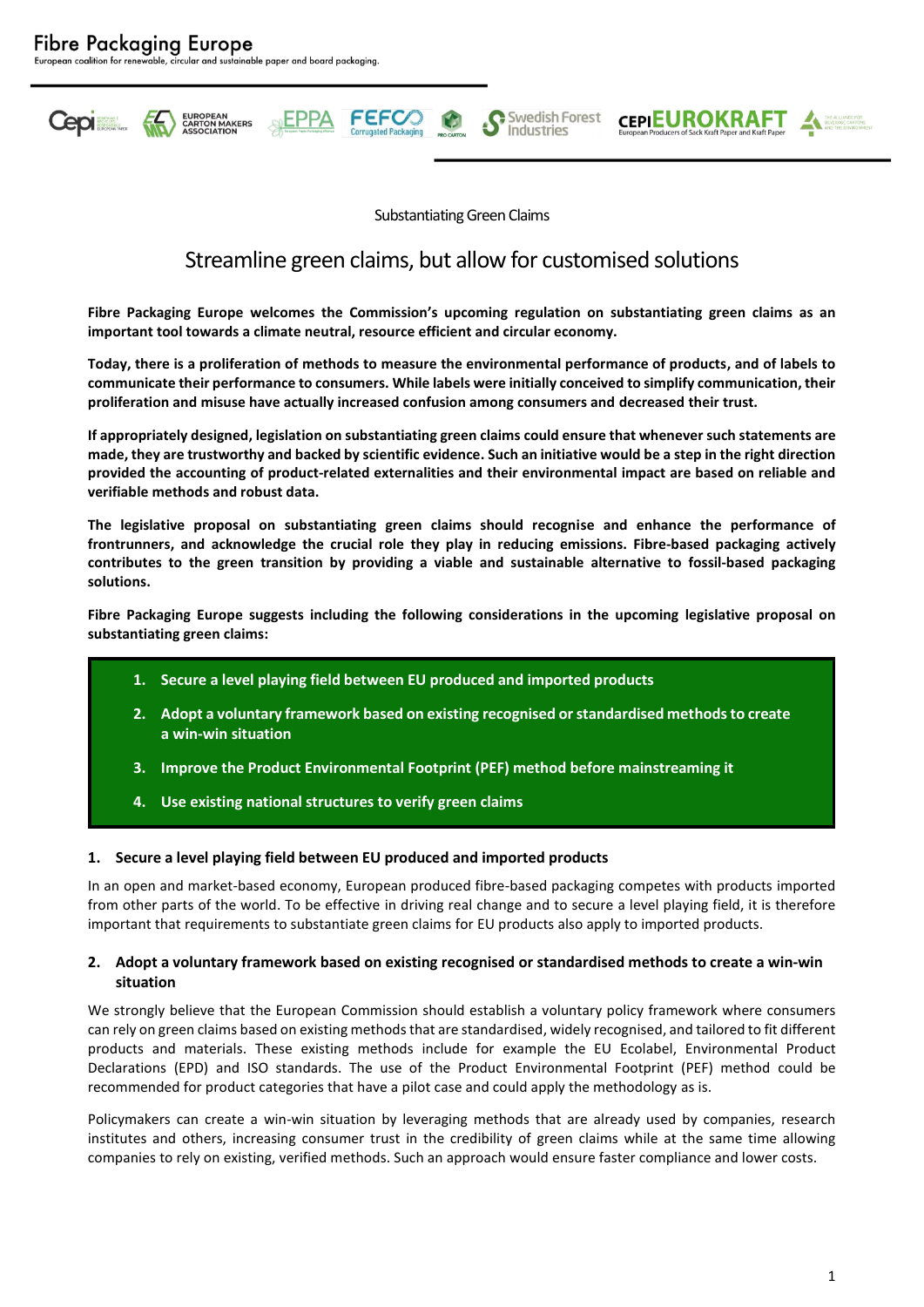# Fibre Packaging Europe

European coalition for renewable, circular and sustainable paper and board packaging.

Substantiating Green Claims

## Streamline green claims, but allow for customised solutions

**Fibre Packaging Europe welcomes the Commission's upcoming regulation on substantiating green claims as an important tool towards a climate neutral, resource efficient and circular economy.**

**Today, there is a proliferation of methods to measure the environmental performance of products, and of labels to communicate their performance to consumers. While labels were initially conceived to simplify communication, their proliferation and misuse have actually increased confusion among consumers and decreased their trust.**

**If appropriately designed, legislation on substantiating green claims could ensure that whenever such statements are made, they are trustworthy and backed by scientific evidence. Such an initiative would be a step in the right direction provided the accounting of product-related externalities and their environmental impact are based on reliable and verifiable methods and robust data.**

**The legislative proposal on substantiating green claims should recognise and enhance the performance of frontrunners, and acknowledge the crucial role they play in reducing emissions. Fibre-based packaging actively contributes to the green transition by providing a viable and sustainable alternative to fossil-based packaging solutions.**

**Fibre Packaging Europe suggests including the following considerations in the upcoming legislative proposal on substantiating green claims:**

1. **Secure a level playing field between EU produced and imported products**
2. **Adopt a voluntary framework based on existing recognised or standardised methods to create a win-win situation**
3. **Improve the Product Environmental Footprint (PEF) method before mainstreaming it**
4. **Use existing national structures to verify green claims**

### 1. Secure a level playing field between EU produced and imported products

In an open and market-based economy, European produced fibre-based packaging competes with products imported from other parts of the world. To be effective in driving real change and to secure a level playing field, it is therefore important that requirements to substantiate green claims for EU products also apply to imported products.

### 2. Adopt a voluntary framework based on existing recognised or standardised methods to create a win-win situation

We strongly believe that the European Commission should establish a voluntary policy framework where consumers can rely on green claims based on existing methods that are standardised, widely recognised, and tailored to fit different products and materials. These existing methods include for example the EU Ecolabel, Environmental Product Declarations (EPD) and ISO standards. The use of the Product Environmental Footprint (PEF) method could be recommended for product categories that have a pilot case and could apply the methodology as is.

Policymakers can create a win-win situation by leveraging methods that are already used by companies, research institutes and others, increasing consumer trust in the credibility of green claims while at the same time allowing companies to rely on existing, verified methods. Such an approach would ensure faster compliance and lower costs.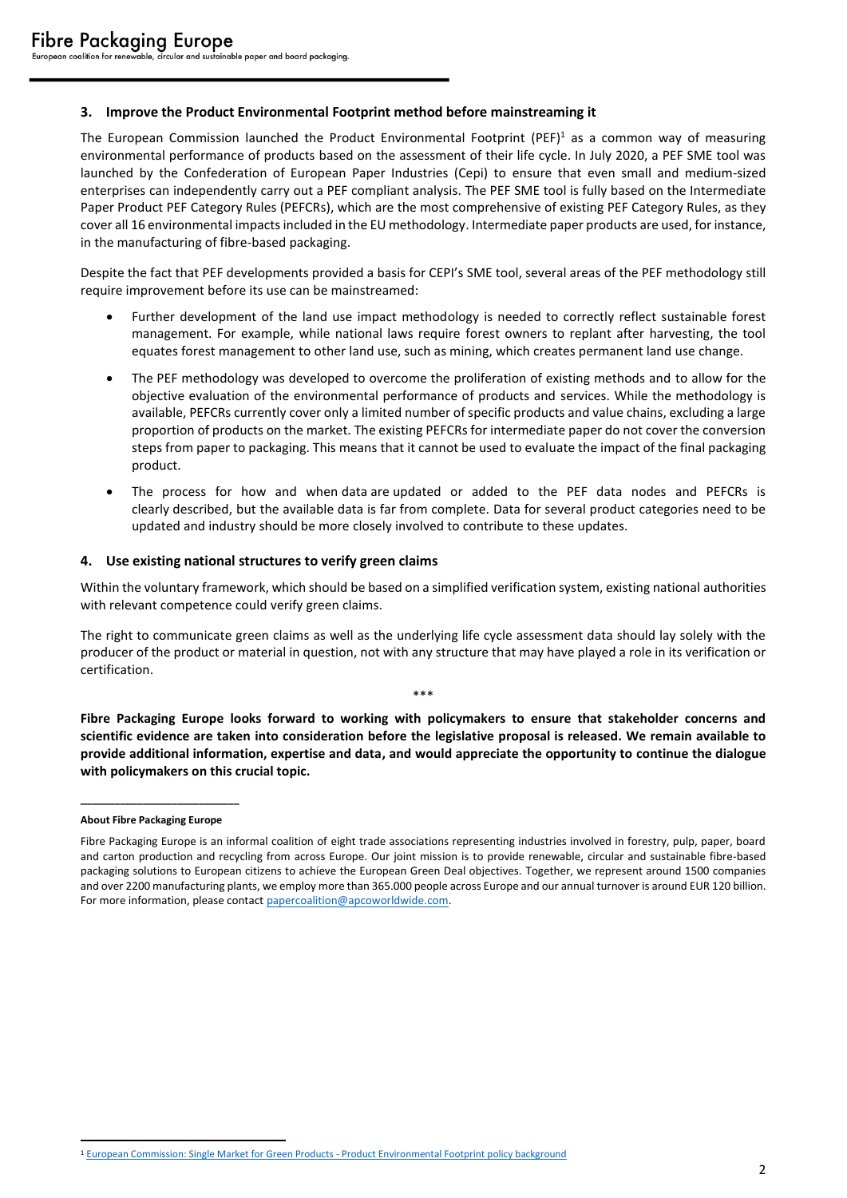### 3. Improve the Product Environmental Footprint method before mainstreaming it

The European Commission launched the Product Environmental Footprint (PEF)[1] as a common way of measuring environmental performance of products based on the assessment of their life cycle. In July 2020, a PEF SME tool was launched by the Confederation of European Paper Industries (Cepi) to ensure that even small and medium-sized enterprises can independently carry out a PEF compliant analysis. The PEF SME tool is fully based on the Intermediate Paper Product PEF Category Rules (PEFCRs), which are the most comprehensive of existing PEF Category Rules, as they cover all 16 environmental impacts included in the EU methodology. Intermediate paper products are used, for instance, in the manufacturing of fibre-based packaging.

Despite the fact that PEF developments provided a basis for CEPI's SME tool, several areas of the PEF methodology still require improvement before its use can be mainstreamed:

- Further development of the land use impact methodology is needed to correctly reflect sustainable forest management. For example, while national laws require forest owners to replant after harvesting, the tool equates forest management to other land use, such as mining, which creates permanent land use change.
- The PEF methodology was developed to overcome the proliferation of existing methods and to allow for the objective evaluation of the environmental performance of products and services. While the methodology is available, PEFCRs currently cover only a limited number of specific products and value chains, excluding a large proportion of products on the market. The existing PEFCRs for intermediate paper do not cover the conversion steps from paper to packaging. This means that it cannot be used to evaluate the impact of the final packaging product.
- The process for how and when data are updated or added to the PEF data nodes and PEFCRs is clearly described, but the available data is far from complete. Data for several product categories need to be updated and industry should be more closely involved to contribute to these updates.

### 4. Use existing national structures to verify green claims

Within the voluntary framework, which should be based on a simplified verification system, existing national authorities with relevant competence could verify green claims.

The right to communicate green claims as well as the underlying life cycle assessment data should lay solely with the producer of the product or material in question, not with any structure that may have played a role in its verification or certification.

\*\*\*

**Fibre Packaging Europe looks forward to working with policymakers to ensure that stakeholder concerns and scientific evidence are taken into consideration before the legislative proposal is released. We remain available to provide additional information, expertise and data, and would appreciate the opportunity to continue the dialogue with policymakers on this crucial topic.**

---

**About Fibre Packaging Europe**

Fibre Packaging Europe is an informal coalition of eight trade associations representing industries involved in forestry, pulp, paper, board and carton production and recycling from across Europe. Our joint mission is to provide renewable, circular and sustainable fibre-based packaging solutions to European citizens to achieve the European Green Deal objectives. Together, we represent around 1500 companies and over 2200 manufacturing plants, we employ more than 365.000 people across Europe and our annual turnover is around EUR 120 billion. For more information, please contact papercoalition@apcoworldwide.com.

[1] European Commission: Single Market for Green Products - Product Environmental Footprint policy background